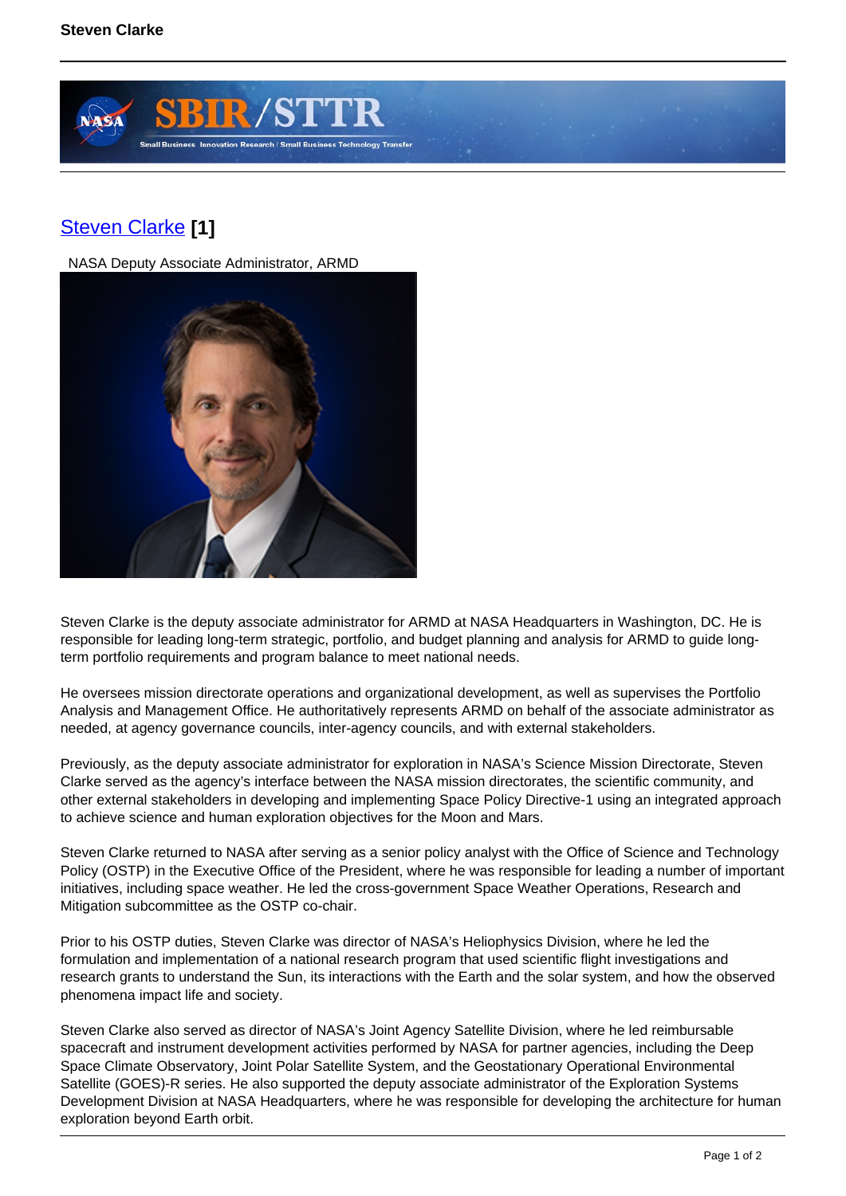# Steven Clarke [1]

NASA Deputy Associate Administrator, ARMD

Steven Clarke is the deputy associate administrator for ARMD at NASA Headquarters in Washington, DC. He is responsible for leading long-term strategic, portfolio, and budget planning and analysis for ARMD to guide long-term portfolio requirements and program balance to meet national needs.

He oversees mission directorate operations and organizational development, as well as supervises the Portfolio Analysis and Management Office. He authoritatively represents ARMD on behalf of the associate administrator as needed, at agency governance councils, inter-agency councils, and with external stakeholders.

Previously, as the deputy associate administrator for exploration in NASA's Science Mission Directorate, Steven Clarke served as the agency's interface between the NASA mission directorates, the scientific community, and other external stakeholders in developing and implementing Space Policy Directive-1 using an integrated approach to achieve science and human exploration objectives for the Moon and Mars.

Steven Clarke returned to NASA after serving as a senior policy analyst with the Office of Science and Technology Policy (OSTP) in the Executive Office of the President, where he was responsible for leading a number of important initiatives, including space weather. He led the cross-government Space Weather Operations, Research and Mitigation subcommittee as the OSTP co-chair.

Prior to his OSTP duties, Steven Clarke was director of NASA's Heliophysics Division, where he led the formulation and implementation of a national research program that used scientific flight investigations and research grants to understand the Sun, its interactions with the Earth and the solar system, and how the observed phenomena impact life and society.

Steven Clarke also served as director of NASA's Joint Agency Satellite Division, where he led reimbursable spacecraft and instrument development activities performed by NASA for partner agencies, including the Deep Space Climate Observatory, Joint Polar Satellite System, and the Geostationary Operational Environmental Satellite (GOES)-R series. He also supported the deputy associate administrator of the Exploration Systems Development Division at NASA Headquarters, where he was responsible for developing the architecture for human exploration beyond Earth orbit.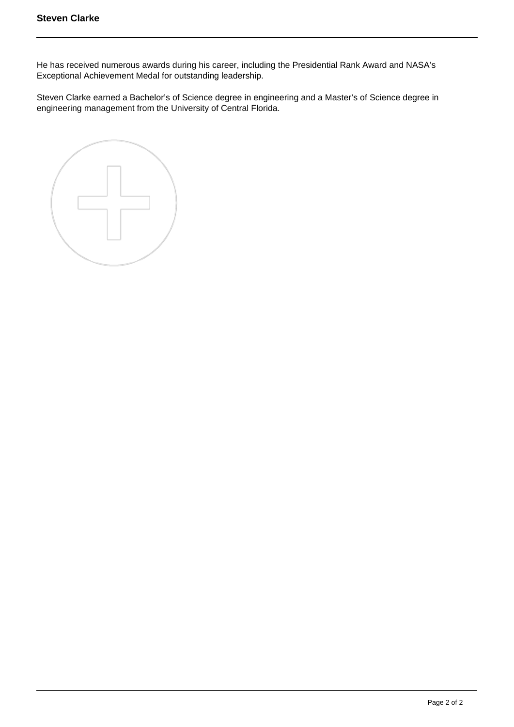He has received numerous awards during his career, including the Presidential Rank Award and NASA's Exceptional Achievement Medal for outstanding leadership.

Steven Clarke earned a Bachelor's of Science degree in engineering and a Master's of Science degree in engineering management from the University of Central Florida.